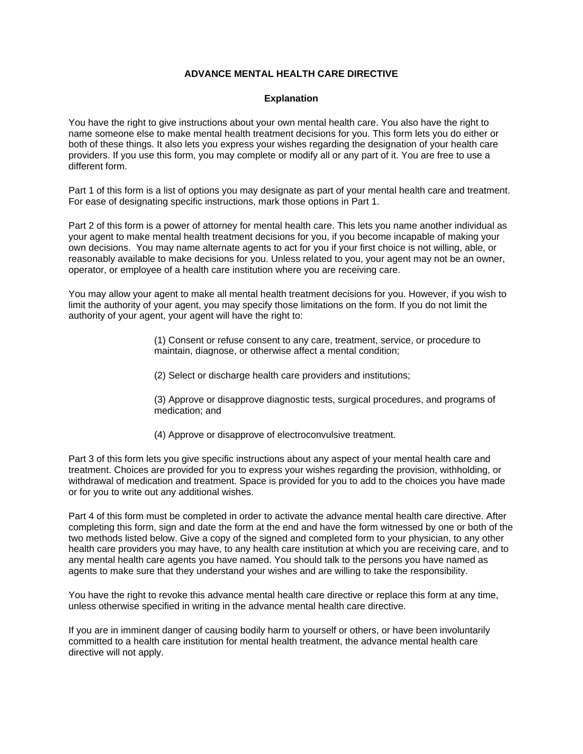# ADVANCE MENTAL HEALTH CARE DIRECTIVE

## Explanation

You have the right to give instructions about your own mental health care. You also have the right to name someone else to make mental health treatment decisions for you. This form lets you do either or both of these things. It also lets you express your wishes regarding the designation of your health care providers. If you use this form, you may complete or modify all or any part of it. You are free to use a different form.

Part 1 of this form is a list of options you may designate as part of your mental health care and treatment. For ease of designating specific instructions, mark those options in Part 1.

Part 2 of this form is a power of attorney for mental health care. This lets you name another individual as your agent to make mental health treatment decisions for you, if you become incapable of making your own decisions. You may name alternate agents to act for you if your first choice is not willing, able, or reasonably available to make decisions for you. Unless related to you, your agent may not be an owner, operator, or employee of a health care institution where you are receiving care.

You may allow your agent to make all mental health treatment decisions for you. However, if you wish to limit the authority of your agent, you may specify those limitations on the form. If you do not limit the authority of your agent, your agent will have the right to:

(1) Consent or refuse consent to any care, treatment, service, or procedure to maintain, diagnose, or otherwise affect a mental condition;

(2) Select or discharge health care providers and institutions;

(3) Approve or disapprove diagnostic tests, surgical procedures, and programs of medication; and

(4) Approve or disapprove of electroconvulsive treatment.

Part 3 of this form lets you give specific instructions about any aspect of your mental health care and treatment. Choices are provided for you to express your wishes regarding the provision, withholding, or withdrawal of medication and treatment. Space is provided for you to add to the choices you have made or for you to write out any additional wishes.

Part 4 of this form must be completed in order to activate the advance mental health care directive. After completing this form, sign and date the form at the end and have the form witnessed by one or both of the two methods listed below. Give a copy of the signed and completed form to your physician, to any other health care providers you may have, to any health care institution at which you are receiving care, and to any mental health care agents you have named. You should talk to the persons you have named as agents to make sure that they understand your wishes and are willing to take the responsibility.

You have the right to revoke this advance mental health care directive or replace this form at any time, unless otherwise specified in writing in the advance mental health care directive.

If you are in imminent danger of causing bodily harm to yourself or others, or have been involuntarily committed to a health care institution for mental health treatment, the advance mental health care directive will not apply.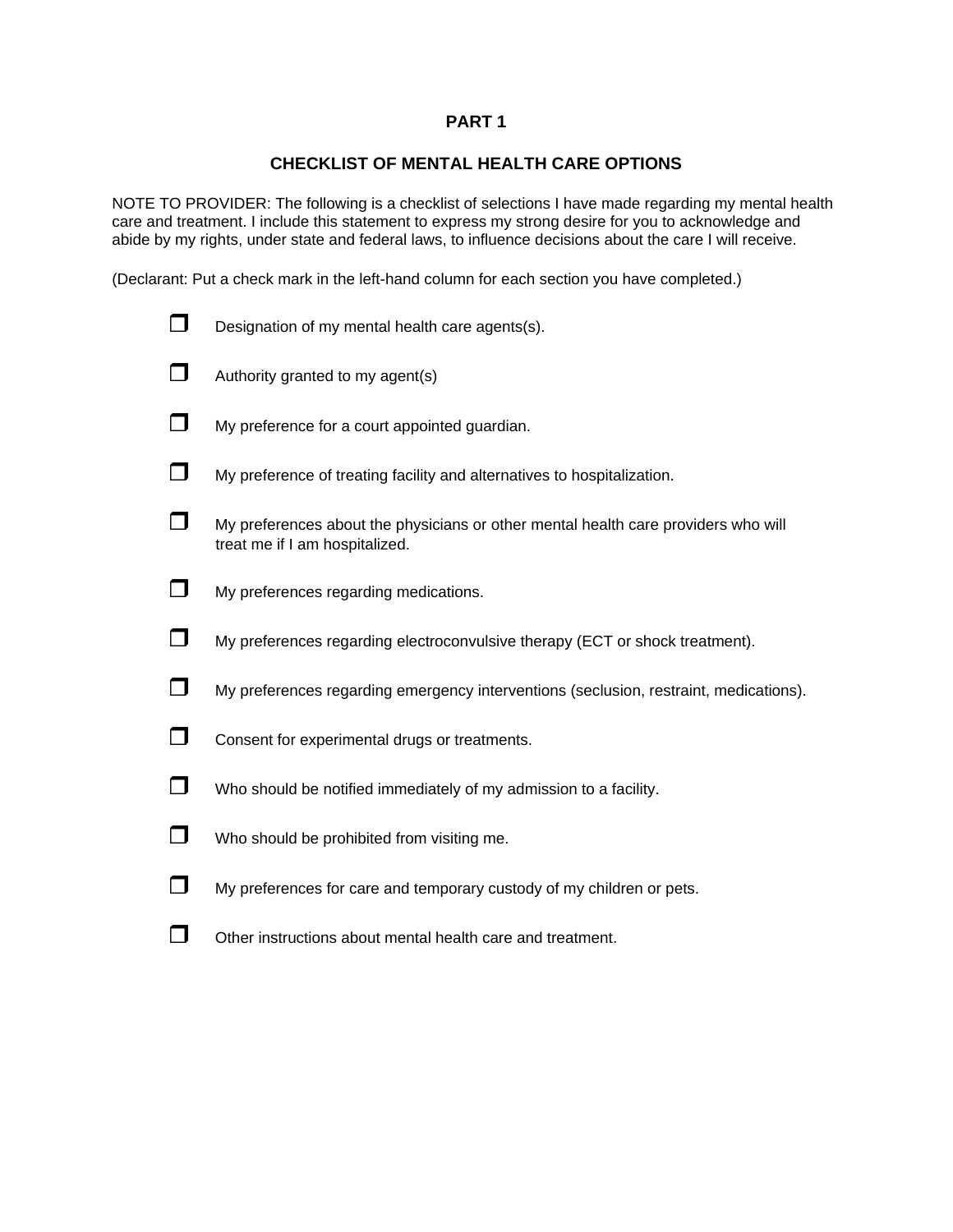## PART 1

## CHECKLIST OF MENTAL HEALTH CARE OPTIONS

NOTE TO PROVIDER: The following is a checklist of selections I have made regarding my mental health care and treatment. I include this statement to express my strong desire for you to acknowledge and abide by my rights, under state and federal laws, to influence decisions about the care I will receive.

(Declarant: Put a check mark in the left-hand column for each section you have completed.)

- ☐ Designation of my mental health care agents(s).
- ☐ Authority granted to my agent(s)
- ☐ My preference for a court appointed guardian.
- ☐ My preference of treating facility and alternatives to hospitalization.
- ☐ My preferences about the physicians or other mental health care providers who will treat me if I am hospitalized.
- ☐ My preferences regarding medications.
- ☐ My preferences regarding electroconvulsive therapy (ECT or shock treatment).
- ☐ My preferences regarding emergency interventions (seclusion, restraint, medications).
- ☐ Consent for experimental drugs or treatments.
- ☐ Who should be notified immediately of my admission to a facility.
- ☐ Who should be prohibited from visiting me.
- ☐ My preferences for care and temporary custody of my children or pets.
- ☐ Other instructions about mental health care and treatment.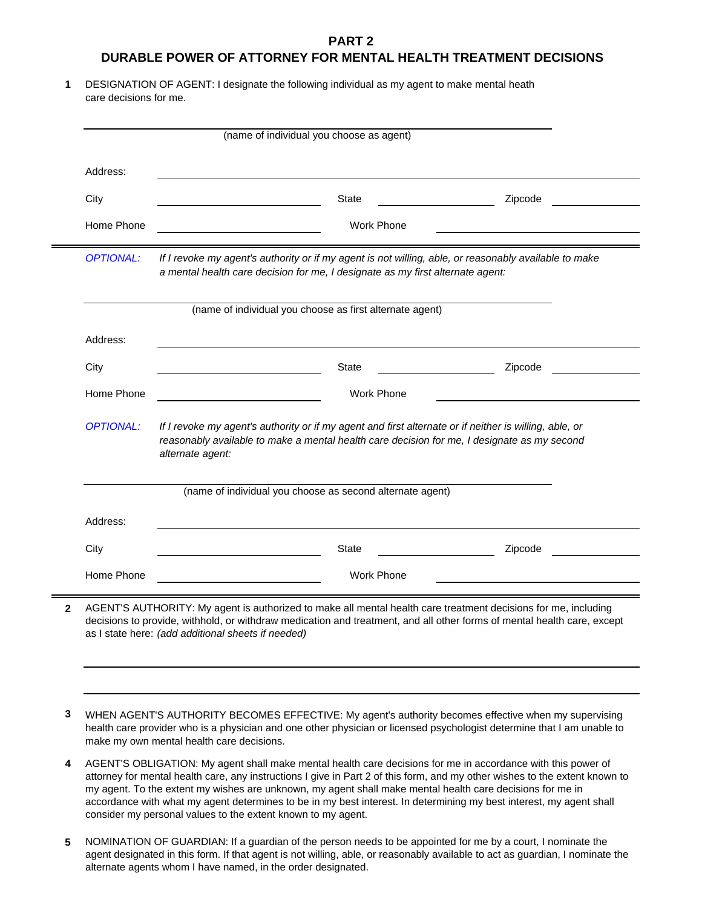# PART 2

## DURABLE POWER OF ATTORNEY FOR MENTAL HEALTH TREATMENT DECISIONS

**1** DESIGNATION OF AGENT: I designate the following individual as my agent to make mental heath care decisions for me.

\_\_\_\_\_\_\_\_\_\_\_\_\_\_\_\_\_\_\_\_\_\_\_\_\_\_\_\_\_\_\_\_\_\_\_\_\_\_\_\_\_\_\_\_
(name of individual you choose as agent)

Address: \_\_\_\_\_\_\_\_\_\_\_\_\_\_\_\_\_\_\_\_\_\_\_\_\_\_\_\_\_\_\_\_\_\_\_\_\_\_\_\_\_\_\_\_

City \_\_\_\_\_\_\_\_\_\_\_\_\_\_\_\_ State \_\_\_\_\_\_\_\_\_\_\_\_\_\_\_\_ Zipcode \_\_\_\_\_\_\_\_\_\_

Home Phone \_\_\_\_\_\_\_\_\_\_\_\_\_\_\_\_ Work Phone \_\_\_\_\_\_\_\_\_\_\_\_\_\_\_\_

---

*OPTIONAL: If I revoke my agent's authority or if my agent is not willing, able, or reasonably available to make a mental health care decision for me, I designate as my first alternate agent:*

\_\_\_\_\_\_\_\_\_\_\_\_\_\_\_\_\_\_\_\_\_\_\_\_\_\_\_\_\_\_\_\_\_\_\_\_\_\_\_\_\_\_\_\_
(name of individual you choose as first alternate agent)

Address: \_\_\_\_\_\_\_\_\_\_\_\_\_\_\_\_\_\_\_\_\_\_\_\_\_\_\_\_\_\_\_\_\_\_\_\_\_\_\_\_\_\_\_\_

City \_\_\_\_\_\_\_\_\_\_\_\_\_\_\_\_ State \_\_\_\_\_\_\_\_\_\_\_\_\_\_\_\_ Zipcode \_\_\_\_\_\_\_\_\_\_

Home Phone \_\_\_\_\_\_\_\_\_\_\_\_\_\_\_\_ Work Phone \_\_\_\_\_\_\_\_\_\_\_\_\_\_\_\_

*OPTIONAL: If I revoke my agent's authority or if my agent and first alternate or if neither is willing, able, or reasonably available to make a mental health care decision for me, I designate as my second alternate agent:*

\_\_\_\_\_\_\_\_\_\_\_\_\_\_\_\_\_\_\_\_\_\_\_\_\_\_\_\_\_\_\_\_\_\_\_\_\_\_\_\_\_\_\_\_
(name of individual you choose as second alternate agent)

Address: \_\_\_\_\_\_\_\_\_\_\_\_\_\_\_\_\_\_\_\_\_\_\_\_\_\_\_\_\_\_\_\_\_\_\_\_\_\_\_\_\_\_\_\_

City \_\_\_\_\_\_\_\_\_\_\_\_\_\_\_\_ State \_\_\_\_\_\_\_\_\_\_\_\_\_\_\_\_ Zipcode \_\_\_\_\_\_\_\_\_\_

Home Phone \_\_\_\_\_\_\_\_\_\_\_\_\_\_\_\_ Work Phone \_\_\_\_\_\_\_\_\_\_\_\_\_\_\_\_

---

**2** AGENT'S AUTHORITY: My agent is authorized to make all mental health care treatment decisions for me, including decisions to provide, withhold, or withdraw medication and treatment, and all other forms of mental health care, except as I state here: *(add additional sheets if needed)*

\_\_\_\_\_\_\_\_\_\_\_\_\_\_\_\_\_\_\_\_\_\_\_\_\_\_\_\_\_\_\_\_\_\_\_\_\_\_\_\_\_\_\_\_\_\_\_\_\_\_\_\_\_\_\_\_

\_\_\_\_\_\_\_\_\_\_\_\_\_\_\_\_\_\_\_\_\_\_\_\_\_\_\_\_\_\_\_\_\_\_\_\_\_\_\_\_\_\_\_\_\_\_\_\_\_\_\_\_\_\_\_\_

**3** WHEN AGENT'S AUTHORITY BECOMES EFFECTIVE: My agent's authority becomes effective when my supervising health care provider who is a physician and one other physician or licensed psychologist determine that I am unable to make my own mental health care decisions.

**4** AGENT'S OBLIGATION: My agent shall make mental health care decisions for me in accordance with this power of attorney for mental health care, any instructions I give in Part 2 of this form, and my other wishes to the extent known to my agent. To the extent my wishes are unknown, my agent shall make mental health care decisions for me in accordance with what my agent determines to be in my best interest. In determining my best interest, my agent shall consider my personal values to the extent known to my agent.

**5** NOMINATION OF GUARDIAN: If a guardian of the person needs to be appointed for me by a court, I nominate the agent designated in this form. If that agent is not willing, able, or reasonably available to act as guardian, I nominate the alternate agents whom I have named, in the order designated.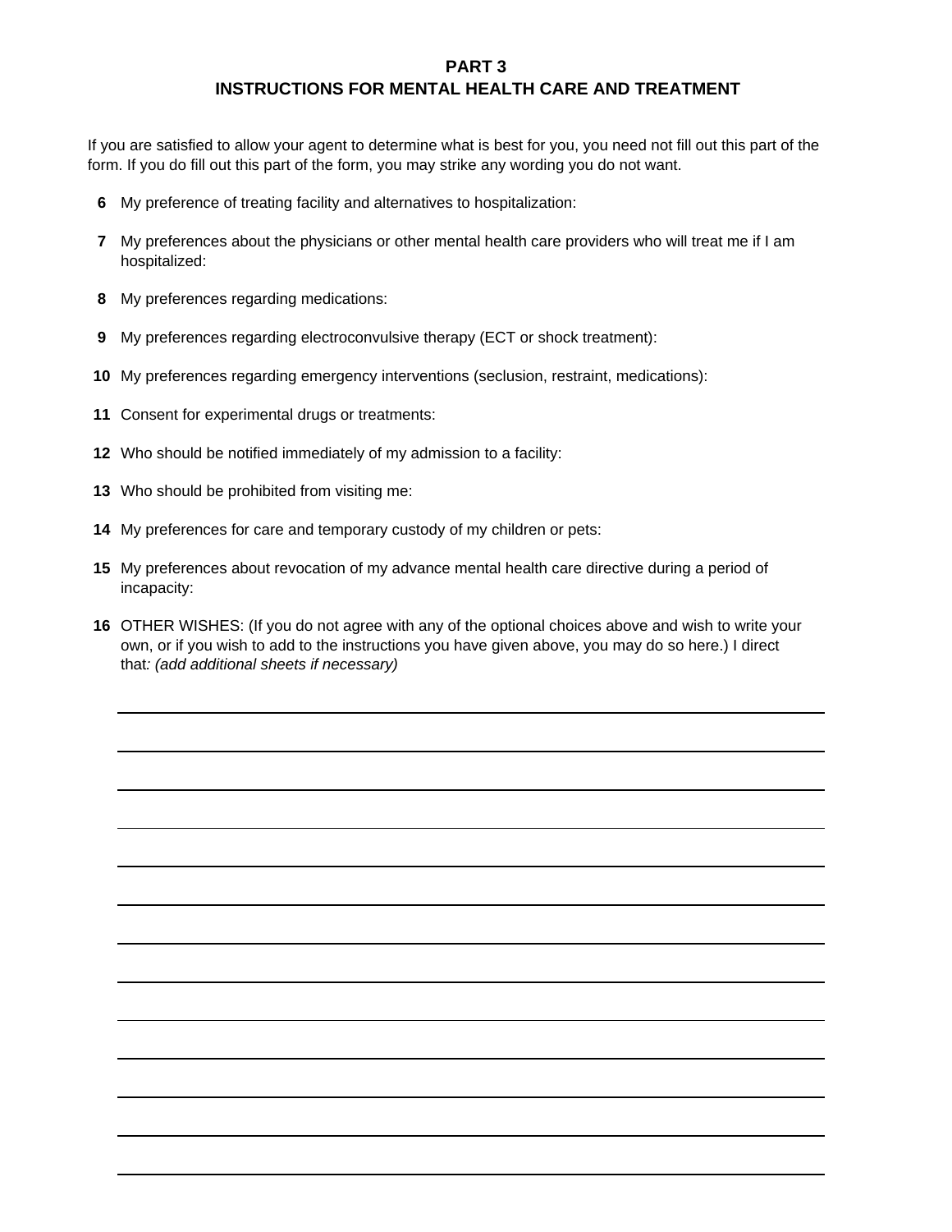## PART 3

## INSTRUCTIONS FOR MENTAL HEALTH CARE AND TREATMENT

If you are satisfied to allow your agent to determine what is best for you, you need not fill out this part of the form. If you do fill out this part of the form, you may strike any wording you do not want.

**6** My preference of treating facility and alternatives to hospitalization:

**7** My preferences about the physicians or other mental health care providers who will treat me if I am hospitalized:

**8** My preferences regarding medications:

**9** My preferences regarding electroconvulsive therapy (ECT or shock treatment):

**10** My preferences regarding emergency interventions (seclusion, restraint, medications):

**11** Consent for experimental drugs or treatments:

**12** Who should be notified immediately of my admission to a facility:

**13** Who should be prohibited from visiting me:

**14** My preferences for care and temporary custody of my children or pets:

**15** My preferences about revocation of my advance mental health care directive during a period of incapacity:

**16** OTHER WISHES: (If you do not agree with any of the optional choices above and wish to write your own, or if you wish to add to the instructions you have given above, you may do so here.) I direct that*: (add additional sheets if necessary)*

\_\_\_\_\_\_\_\_\_\_\_\_\_\_\_\_\_\_\_\_\_\_\_\_\_\_\_\_\_\_\_\_\_\_\_\_\_\_\_\_\_\_\_\_\_\_\_\_\_\_\_\_\_\_\_\_\_\_\_\_\_\_\_\_\_\_\_\_\_\_\_\_

\_\_\_\_\_\_\_\_\_\_\_\_\_\_\_\_\_\_\_\_\_\_\_\_\_\_\_\_\_\_\_\_\_\_\_\_\_\_\_\_\_\_\_\_\_\_\_\_\_\_\_\_\_\_\_\_\_\_\_\_\_\_\_\_\_\_\_\_\_\_\_\_

\_\_\_\_\_\_\_\_\_\_\_\_\_\_\_\_\_\_\_\_\_\_\_\_\_\_\_\_\_\_\_\_\_\_\_\_\_\_\_\_\_\_\_\_\_\_\_\_\_\_\_\_\_\_\_\_\_\_\_\_\_\_\_\_\_\_\_\_\_\_\_\_

\_\_\_\_\_\_\_\_\_\_\_\_\_\_\_\_\_\_\_\_\_\_\_\_\_\_\_\_\_\_\_\_\_\_\_\_\_\_\_\_\_\_\_\_\_\_\_\_\_\_\_\_\_\_\_\_\_\_\_\_\_\_\_\_\_\_\_\_\_\_\_\_

\_\_\_\_\_\_\_\_\_\_\_\_\_\_\_\_\_\_\_\_\_\_\_\_\_\_\_\_\_\_\_\_\_\_\_\_\_\_\_\_\_\_\_\_\_\_\_\_\_\_\_\_\_\_\_\_\_\_\_\_\_\_\_\_\_\_\_\_\_\_\_\_

\_\_\_\_\_\_\_\_\_\_\_\_\_\_\_\_\_\_\_\_\_\_\_\_\_\_\_\_\_\_\_\_\_\_\_\_\_\_\_\_\_\_\_\_\_\_\_\_\_\_\_\_\_\_\_\_\_\_\_\_\_\_\_\_\_\_\_\_\_\_\_\_

\_\_\_\_\_\_\_\_\_\_\_\_\_\_\_\_\_\_\_\_\_\_\_\_\_\_\_\_\_\_\_\_\_\_\_\_\_\_\_\_\_\_\_\_\_\_\_\_\_\_\_\_\_\_\_\_\_\_\_\_\_\_\_\_\_\_\_\_\_\_\_\_

\_\_\_\_\_\_\_\_\_\_\_\_\_\_\_\_\_\_\_\_\_\_\_\_\_\_\_\_\_\_\_\_\_\_\_\_\_\_\_\_\_\_\_\_\_\_\_\_\_\_\_\_\_\_\_\_\_\_\_\_\_\_\_\_\_\_\_\_\_\_\_\_

\_\_\_\_\_\_\_\_\_\_\_\_\_\_\_\_\_\_\_\_\_\_\_\_\_\_\_\_\_\_\_\_\_\_\_\_\_\_\_\_\_\_\_\_\_\_\_\_\_\_\_\_\_\_\_\_\_\_\_\_\_\_\_\_\_\_\_\_\_\_\_\_

\_\_\_\_\_\_\_\_\_\_\_\_\_\_\_\_\_\_\_\_\_\_\_\_\_\_\_\_\_\_\_\_\_\_\_\_\_\_\_\_\_\_\_\_\_\_\_\_\_\_\_\_\_\_\_\_\_\_\_\_\_\_\_\_\_\_\_\_\_\_\_\_

\_\_\_\_\_\_\_\_\_\_\_\_\_\_\_\_\_\_\_\_\_\_\_\_\_\_\_\_\_\_\_\_\_\_\_\_\_\_\_\_\_\_\_\_\_\_\_\_\_\_\_\_\_\_\_\_\_\_\_\_\_\_\_\_\_\_\_\_\_\_\_\_

\_\_\_\_\_\_\_\_\_\_\_\_\_\_\_\_\_\_\_\_\_\_\_\_\_\_\_\_\_\_\_\_\_\_\_\_\_\_\_\_\_\_\_\_\_\_\_\_\_\_\_\_\_\_\_\_\_\_\_\_\_\_\_\_\_\_\_\_\_\_\_\_

\_\_\_\_\_\_\_\_\_\_\_\_\_\_\_\_\_\_\_\_\_\_\_\_\_\_\_\_\_\_\_\_\_\_\_\_\_\_\_\_\_\_\_\_\_\_\_\_\_\_\_\_\_\_\_\_\_\_\_\_\_\_\_\_\_\_\_\_\_\_\_\_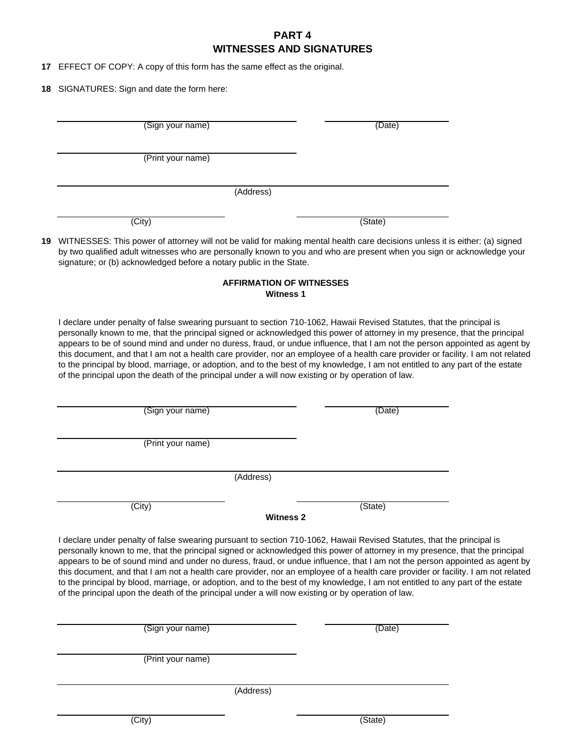# PART 4
# WITNESSES AND SIGNATURES

**17** EFFECT OF COPY: A copy of this form has the same effect as the original.

**18** SIGNATURES: Sign and date the form here:

\_\_\_\_\_\_\_\_\_\_\_\_\_\_\_\_\_\_\_\_\_\_\_\_\_\_\_\_\_\_ (Sign your name) \_\_\_\_\_\_\_\_\_\_\_\_\_\_\_ (Date)

\_\_\_\_\_\_\_\_\_\_\_\_\_\_\_\_\_\_\_\_\_\_\_\_\_\_\_\_\_\_ (Print your name)

\_\_\_\_\_\_\_\_\_\_\_\_\_\_\_\_\_\_\_\_\_\_\_\_\_\_\_\_\_\_ (Address)

\_\_\_\_\_\_\_\_\_\_\_\_\_\_\_ (City) \_\_\_\_\_\_\_\_\_\_\_\_\_\_\_ (State)

**19** WITNESSES: This power of attorney will not be valid for making mental health care decisions unless it is either: (a) signed by two qualified adult witnesses who are personally known to you and who are present when you sign or acknowledge your signature; or (b) acknowledged before a notary public in the State.

**AFFIRMATION OF WITNESSES**

**Witness 1**

I declare under penalty of false swearing pursuant to section 710-1062, Hawaii Revised Statutes, that the principal is personally known to me, that the principal signed or acknowledged this power of attorney in my presence, that the principal appears to be of sound mind and under no duress, fraud, or undue influence, that I am not the person appointed as agent by this document, and that I am not a health care provider, nor an employee of a health care provider or facility. I am not related to the principal by blood, marriage, or adoption, and to the best of my knowledge, I am not entitled to any part of the estate of the principal upon the death of the principal under a will now existing or by operation of law.

\_\_\_\_\_\_\_\_\_\_\_\_\_\_\_\_\_\_\_\_\_\_\_\_\_\_\_\_\_\_ (Sign your name) \_\_\_\_\_\_\_\_\_\_\_\_\_\_\_ (Date)

\_\_\_\_\_\_\_\_\_\_\_\_\_\_\_\_\_\_\_\_\_\_\_\_\_\_\_\_\_\_ (Print your name)

\_\_\_\_\_\_\_\_\_\_\_\_\_\_\_\_\_\_\_\_\_\_\_\_\_\_\_\_\_\_ (Address)

\_\_\_\_\_\_\_\_\_\_\_\_\_\_\_ (City) \_\_\_\_\_\_\_\_\_\_\_\_\_\_\_ (State)

**Witness 2**

I declare under penalty of false swearing pursuant to section 710-1062, Hawaii Revised Statutes, that the principal is personally known to me, that the principal signed or acknowledged this power of attorney in my presence, that the principal appears to be of sound mind and under no duress, fraud, or undue influence, that I am not the person appointed as agent by this document, and that I am not a health care provider, nor an employee of a health care provider or facility. I am not related to the principal by blood, marriage, or adoption, and to the best of my knowledge, I am not entitled to any part of the estate of the principal upon the death of the principal under a will now existing or by operation of law.

\_\_\_\_\_\_\_\_\_\_\_\_\_\_\_\_\_\_\_\_\_\_\_\_\_\_\_\_\_\_ (Sign your name) \_\_\_\_\_\_\_\_\_\_\_\_\_\_\_ (Date)

\_\_\_\_\_\_\_\_\_\_\_\_\_\_\_\_\_\_\_\_\_\_\_\_\_\_\_\_\_\_ (Print your name)

\_\_\_\_\_\_\_\_\_\_\_\_\_\_\_\_\_\_\_\_\_\_\_\_\_\_\_\_\_\_ (Address)

\_\_\_\_\_\_\_\_\_\_\_\_\_\_\_ (City) \_\_\_\_\_\_\_\_\_\_\_\_\_\_\_ (State)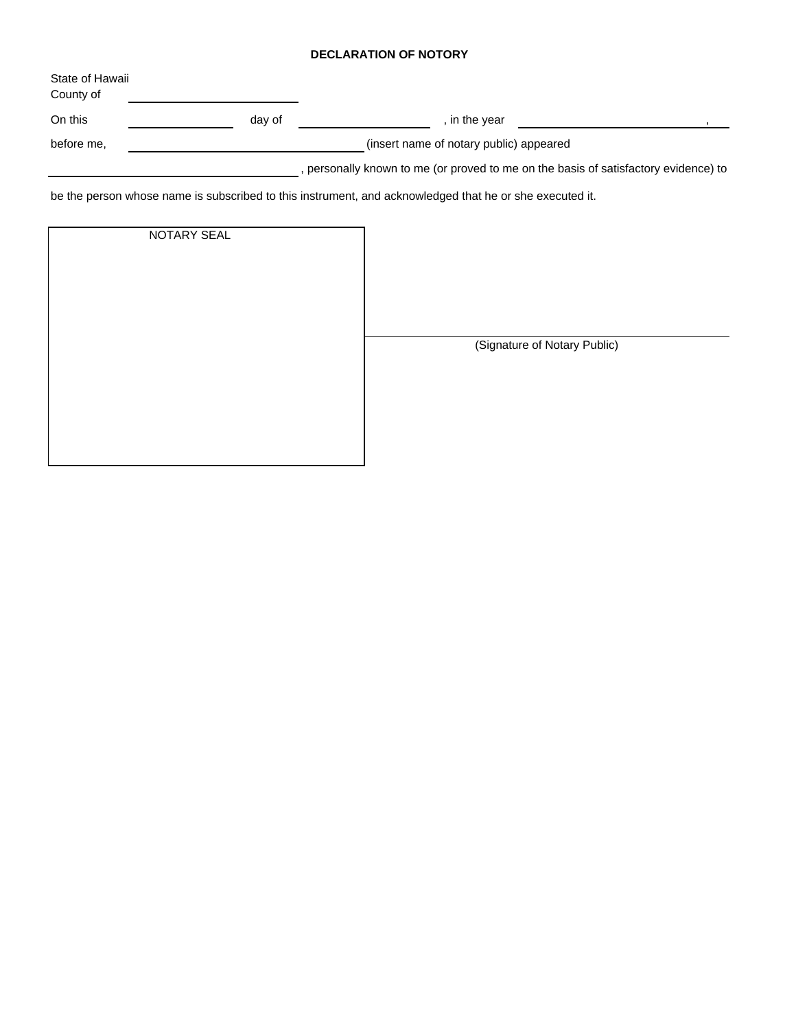**DECLARATION OF NOTORY**

State of Hawaii
County of \_\_\_\_\_\_\_\_\_\_\_\_\_\_\_\_\_\_\_\_

On this \_\_\_\_\_\_\_\_\_\_\_\_ day of \_\_\_\_\_\_\_\_\_\_\_\_\_\_\_\_, in the year \_\_\_\_\_\_\_\_\_\_\_\_\_\_\_\_\_\_\_\_\_\_\_\_,

before me, \_\_\_\_\_\_\_\_\_\_\_\_\_\_\_\_\_\_\_\_\_\_\_\_\_\_\_\_ (insert name of notary public) appeared

\_\_\_\_\_\_\_\_\_\_\_\_\_\_\_\_\_\_\_\_\_\_\_\_\_\_\_\_\_\_, personally known to me (or proved to me on the basis of satisfactory evidence) to

be the person whose name is subscribed to this instrument, and acknowledged that he or she executed it.

NOTARY SEAL

\_\_\_\_\_\_\_\_\_\_\_\_\_\_\_\_\_\_\_\_\_\_\_\_\_\_\_\_\_\_\_\_\_\_\_\_\_\_\_\_
(Signature of Notary Public)